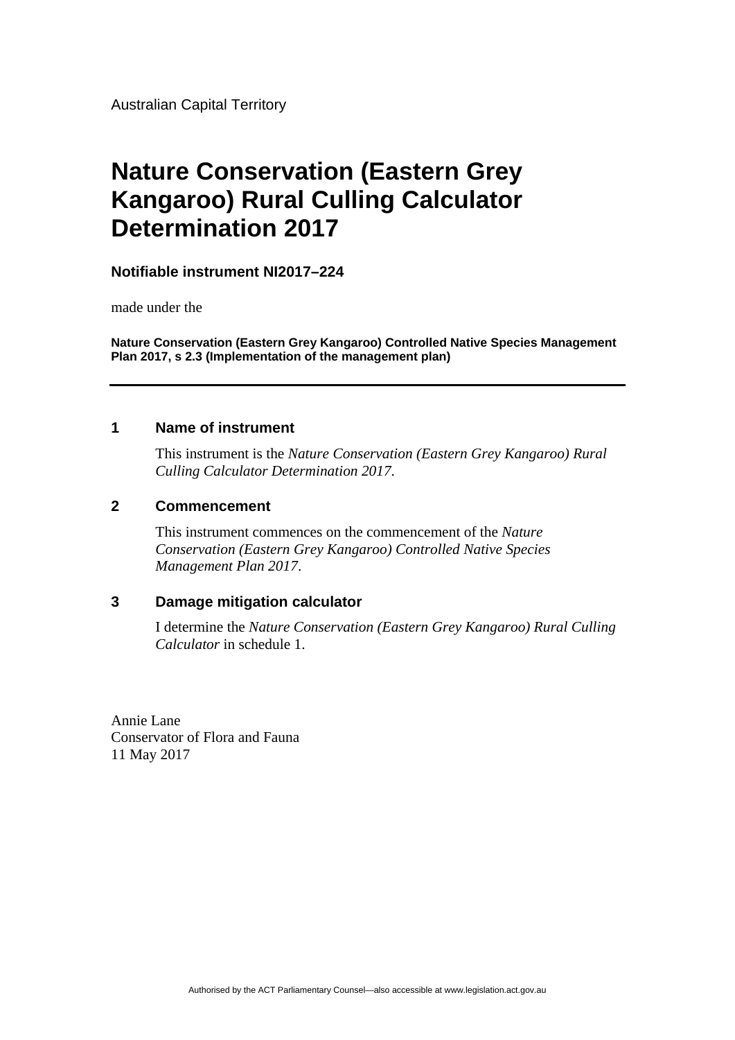Australian Capital Territory

# Nature Conservation (Eastern Grey Kangaroo) Rural Culling Calculator Determination 2017

**Notifiable instrument NI2017–224**

made under the

**Nature Conservation (Eastern Grey Kangaroo) Controlled Native Species Management Plan 2017, s 2.3 (Implementation of the management plan)**

---

## 1 Name of instrument

This instrument is the *Nature Conservation (Eastern Grey Kangaroo) Rural Culling Calculator Determination 2017*.

## 2 Commencement

This instrument commences on the commencement of the *Nature Conservation (Eastern Grey Kangaroo) Controlled Native Species Management Plan 2017*.

## 3 Damage mitigation calculator

I determine the *Nature Conservation (Eastern Grey Kangaroo) Rural Culling Calculator* in schedule 1.

Annie Lane
Conservator of Flora and Fauna
11 May 2017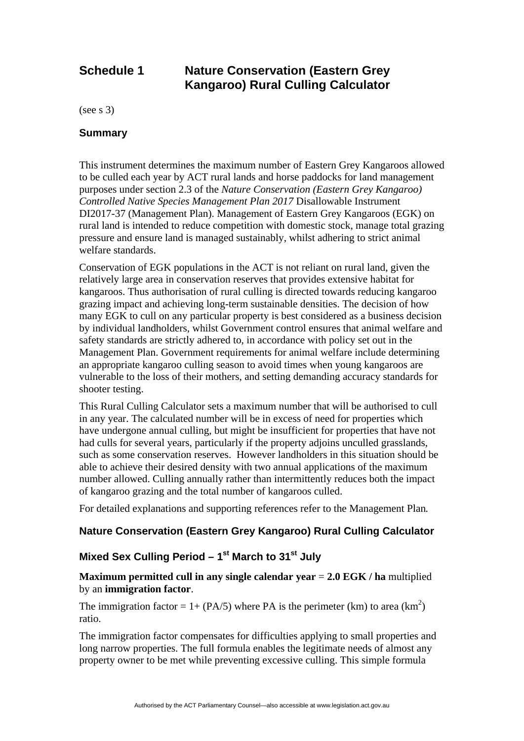## Schedule 1 Nature Conservation (Eastern Grey Kangaroo) Rural Culling Calculator

(see s 3)

### Summary

This instrument determines the maximum number of Eastern Grey Kangaroos allowed to be culled each year by ACT rural lands and horse paddocks for land management purposes under section 2.3 of the *Nature Conservation (Eastern Grey Kangaroo) Controlled Native Species Management Plan 2017* Disallowable Instrument DI2017-37 (Management Plan). Management of Eastern Grey Kangaroos (EGK) on rural land is intended to reduce competition with domestic stock, manage total grazing pressure and ensure land is managed sustainably, whilst adhering to strict animal welfare standards.

Conservation of EGK populations in the ACT is not reliant on rural land, given the relatively large area in conservation reserves that provides extensive habitat for kangaroos. Thus authorisation of rural culling is directed towards reducing kangaroo grazing impact and achieving long-term sustainable densities. The decision of how many EGK to cull on any particular property is best considered as a business decision by individual landholders, whilst Government control ensures that animal welfare and safety standards are strictly adhered to, in accordance with policy set out in the Management Plan. Government requirements for animal welfare include determining an appropriate kangaroo culling season to avoid times when young kangaroos are vulnerable to the loss of their mothers, and setting demanding accuracy standards for shooter testing.

This Rural Culling Calculator sets a maximum number that will be authorised to cull in any year. The calculated number will be in excess of need for properties which have undergone annual culling, but might be insufficient for properties that have not had culls for several years, particularly if the property adjoins unculled grasslands, such as some conservation reserves. However landholders in this situation should be able to achieve their desired density with two annual applications of the maximum number allowed. Culling annually rather than intermittently reduces both the impact of kangaroo grazing and the total number of kangaroos culled.

For detailed explanations and supporting references refer to the Management Plan.

### Nature Conservation (Eastern Grey Kangaroo) Rural Culling Calculator

### Mixed Sex Culling Period – 1st March to 31st July

**Maximum permitted cull in any single calendar year** = **2.0 EGK / ha** multiplied by an **immigration factor**.

The immigration factor = 1+ (PA/5) where PA is the perimeter (km) to area ($km^2$) ratio.

The immigration factor compensates for difficulties applying to small properties and long narrow properties. The full formula enables the legitimate needs of almost any property owner to be met while preventing excessive culling. This simple formula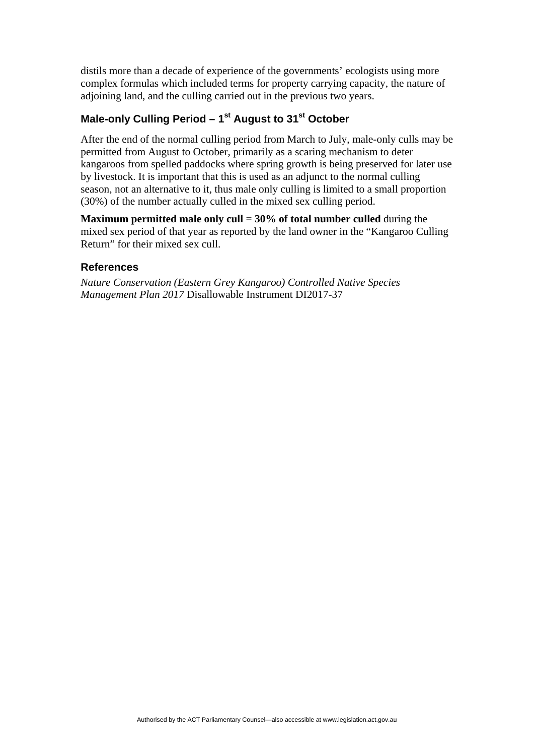distils more than a decade of experience of the governments' ecologists using more complex formulas which included terms for property carrying capacity, the nature of adjoining land, and the culling carried out in the previous two years.

### Male-only Culling Period – 1st August to 31st October

After the end of the normal culling period from March to July, male-only culls may be permitted from August to October, primarily as a scaring mechanism to deter kangaroos from spelled paddocks where spring growth is being preserved for later use by livestock. It is important that this is used as an adjunct to the normal culling season, not an alternative to it, thus male only culling is limited to a small proportion (30%) of the number actually culled in the mixed sex culling period.

**Maximum permitted male only cull** = **30% of total number culled** during the mixed sex period of that year as reported by the land owner in the "Kangaroo Culling Return" for their mixed sex cull.

### References

*Nature Conservation (Eastern Grey Kangaroo) Controlled Native Species Management Plan 2017* Disallowable Instrument DI2017-37